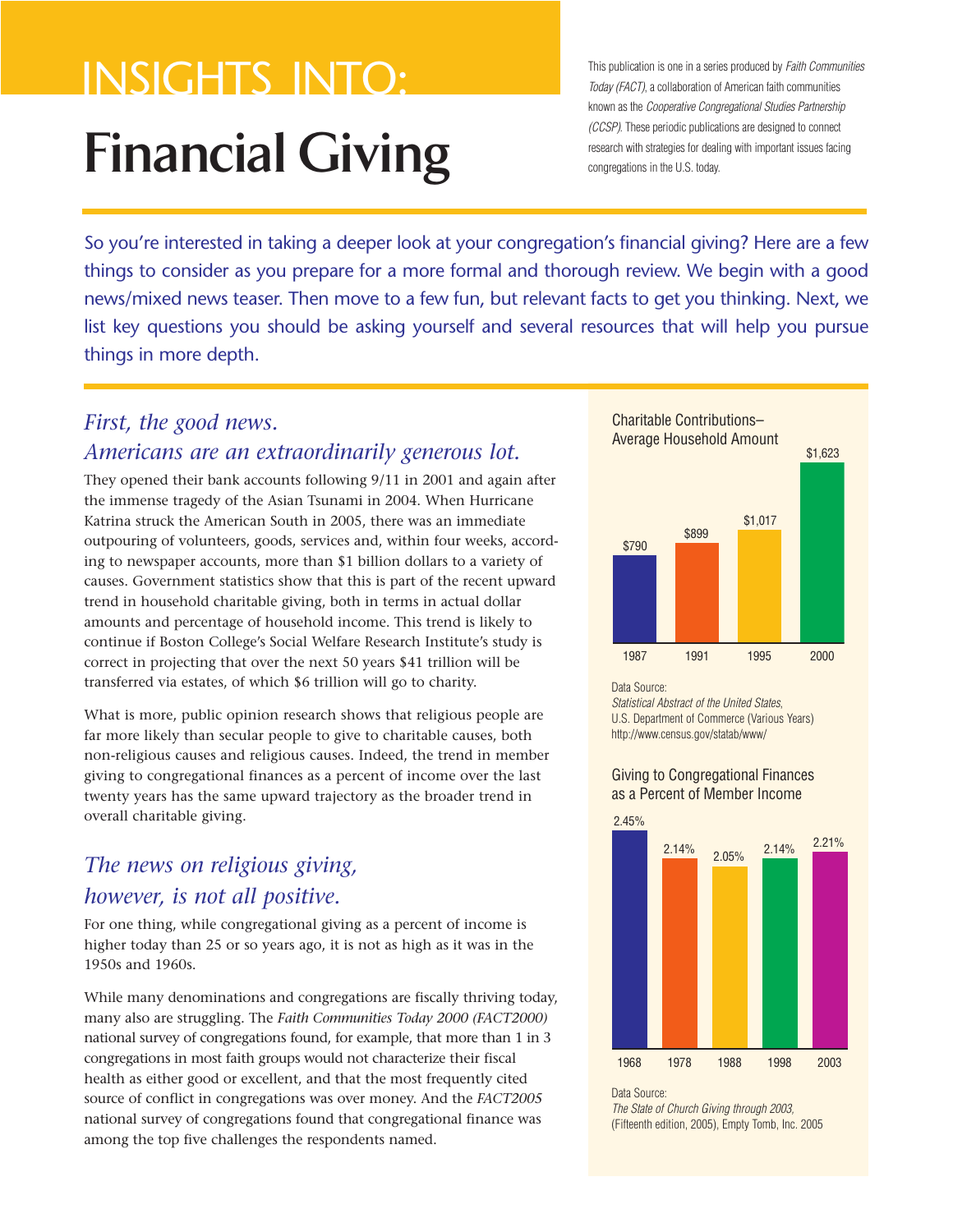# INSIGHTS INTO:

# Financial Giving

This publication is one in a series produced by *Faith Communities Today (FACT)*, a collaboration of American faith communities known as the *Cooperative Congregational Studies Partnership (CCSP)*. These periodic publications are designed to connect research with strategies for dealing with important issues facing congregations in the U.S. today.

So you're interested in taking a deeper look at your congregation's financial giving? Here are a few things to consider as you prepare for a more formal and thorough review. We begin with a good news/mixed news teaser. Then move to a few fun, but relevant facts to get you thinking. Next, we list key questions you should be asking yourself and several resources that will help you pursue things in more depth.

## *First, the good news. Americans are an extraordinarily generous lot.*

They opened their bank accounts following 9/11 in 2001 and again after the immense tragedy of the Asian Tsunami in 2004. When Hurricane Katrina struck the American South in 2005, there was an immediate outpouring of volunteers, goods, services and, within four weeks, according to newspaper accounts, more than $1 billion dollars to a variety of causes. Government statistics show that this is part of the recent upward trend in household charitable giving, both in terms in actual dollar amounts and percentage of household income. This trend is likely to continue if Boston College's Social Welfare Research Institute's study is correct in projecting that over the next 50 years $41 trillion will be transferred via estates, of which $6 trillion will go to charity.

What is more, public opinion research shows that religious people are far more likely than secular people to give to charitable causes, both non-religious causes and religious causes. Indeed, the trend in member giving to congregational finances as a percent of income over the last twenty years has the same upward trajectory as the broader trend in overall charitable giving.

## *The news on religious giving, however, is not all positive.*

For one thing, while congregational giving as a percent of income is higher today than 25 or so years ago, it is not as high as it was in the 1950s and 1960s.

While many denominations and congregations are fiscally thriving today, many also are struggling. The *Faith Communities Today 2000 (FACT2000)* national survey of congregations found, for example, that more than 1 in 3 congregations in most faith groups would not characterize their fiscal health as either good or excellent, and that the most frequently cited source of conflict in congregations was over money. And the *FACT2005* national survey of congregations found that congregational finance was among the top five challenges the respondents named.

Charitable Contributions–Average Household Amount

$790
$899
$1,017
$1,623
1987
1991
1995
2000

Data Source:
*Statistical Abstract of the United States*,
U.S. Department of Commerce (Various Years)
http://www.census.gov/statab/www/

Giving to Congregational Finances as a Percent of Member Income

2.45%
2.14%
2.05%
2.14%
2.21%
1968
1978
1988
1998
2003

Data Source:
*The State of Church Giving through 2003*,
(Fifteenth edition, 2005), Empty Tomb, Inc. 2005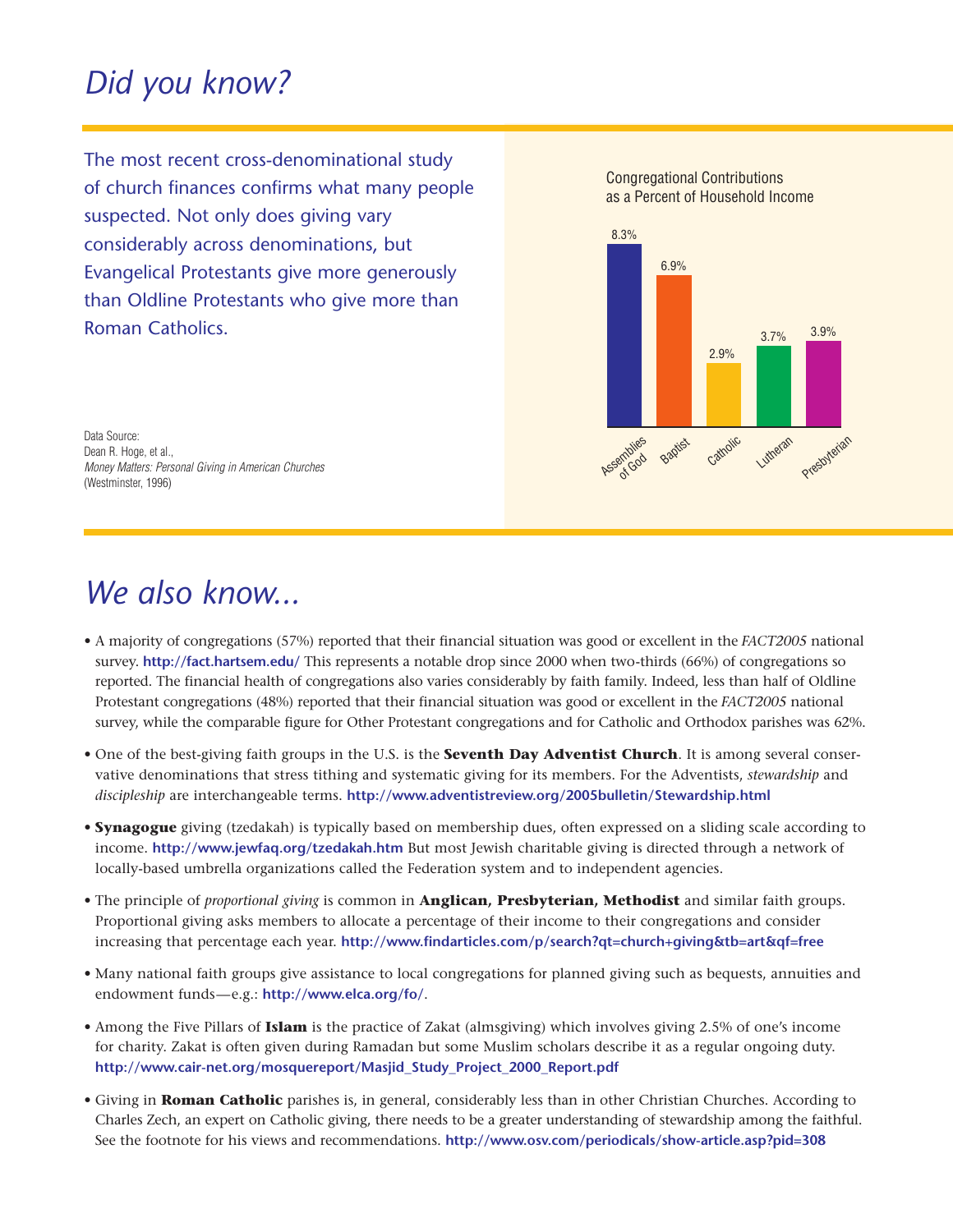# Did you know?

The most recent cross-denominational study of church finances confirms what many people suspected. Not only does giving vary considerably across denominations, but Evangelical Protestants give more generously than Oldline Protestants who give more than Roman Catholics.

Data Source:
Dean R. Hoge, et al.,
*Money Matters: Personal Giving in American Churches*
(Westminster, 1996)

Congregational Contributions
as a Percent of Household Income

8.3%
6.9%
2.9%
3.7%
3.9%

Assemblies of God
Baptist
Catholic
Lutheran
Presbyterian

# We also know...

- A majority of congregations (57%) reported that their financial situation was good or excellent in the *FACT2005* national survey. **http://fact.hartsem.edu/** This represents a notable drop since 2000 when two-thirds (66%) of congregations so reported. The financial health of congregations also varies considerably by faith family. Indeed, less than half of Oldline Protestant congregations (48%) reported that their financial situation was good or excellent in the *FACT2005* national survey, while the comparable figure for Other Protestant congregations and for Catholic and Orthodox parishes was 62%.

- One of the best-giving faith groups in the U.S. is the **Seventh Day Adventist Church**. It is among several conservative denominations that stress tithing and systematic giving for its members. For the Adventists, *stewardship* and *discipleship* are interchangeable terms. **http://www.adventistreview.org/2005bulletin/Stewardship.html**

- **Synagogue** giving (tzedakah) is typically based on membership dues, often expressed on a sliding scale according to income. **http://www.jewfaq.org/tzedakah.htm** But most Jewish charitable giving is directed through a network of locally-based umbrella organizations called the Federation system and to independent agencies.

- The principle of *proportional giving* is common in **Anglican, Presbyterian, Methodist** and similar faith groups. Proportional giving asks members to allocate a percentage of their income to their congregations and consider increasing that percentage each year. **http://www.findarticles.com/p/search?qt=church+giving&tb=art&qf=free**

- Many national faith groups give assistance to local congregations for planned giving such as bequests, annuities and endowment funds—e.g.: **http://www.elca.org/fo/**.

- Among the Five Pillars of **Islam** is the practice of Zakat (almsgiving) which involves giving 2.5% of one's income for charity. Zakat is often given during Ramadan but some Muslim scholars describe it as a regular ongoing duty. **http://www.cair-net.org/mosquereport/Masjid_Study_Project_2000_Report.pdf**

- Giving in **Roman Catholic** parishes is, in general, considerably less than in other Christian Churches. According to Charles Zech, an expert on Catholic giving, there needs to be a greater understanding of stewardship among the faithful. See the footnote for his views and recommendations. **http://www.osv.com/periodicals/show-article.asp?pid=308**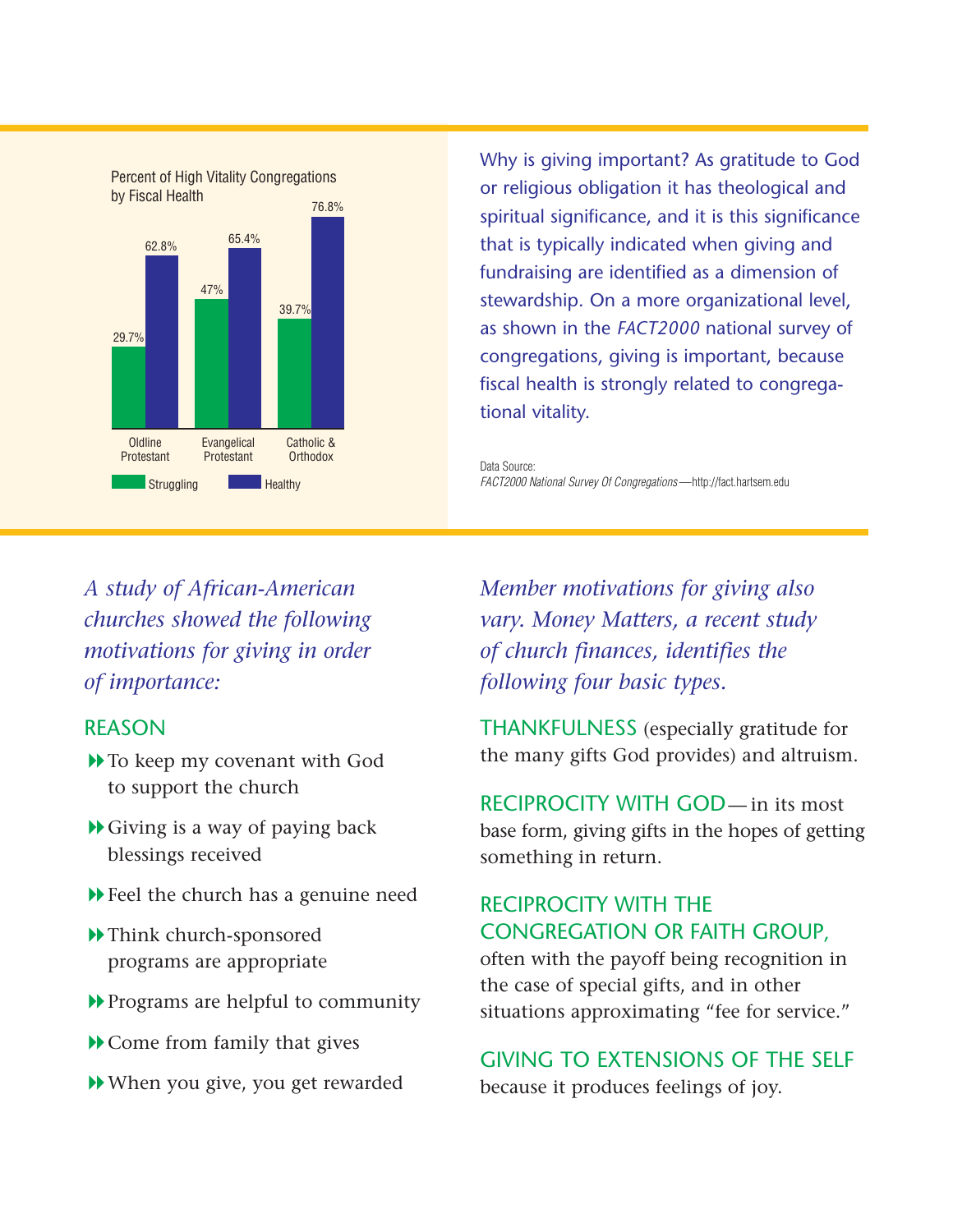Percent of High Vitality Congregations by Fiscal Health

29.7%
62.8%
47%
65.4%
39.7%
76.8%

Oldline Protestant
Evangelical Protestant
Catholic & Orthodox

Struggling
Healthy

Why is giving important? As gratitude to God or religious obligation it has theological and spiritual significance, and it is this significance that is typically indicated when giving and fundraising are identified as a dimension of stewardship. On a more organizational level, as shown in the *FACT2000* national survey of congregations, giving is important, because fiscal health is strongly related to congregational vitality.

Data Source:
*FACT2000 National Survey Of Congregations*—http://fact.hartsem.edu

*A study of African-American churches showed the following motivations for giving in order of importance:*

## REASON

- To keep my covenant with God to support the church
- Giving is a way of paying back blessings received
- Feel the church has a genuine need
- Think church-sponsored programs are appropriate
- Programs are helpful to community
- Come from family that gives
- When you give, you get rewarded

*Member motivations for giving also vary. Money Matters, a recent study of church finances, identifies the following four basic types.*

THANKFULNESS (especially gratitude for the many gifts God provides) and altruism.

RECIPROCITY WITH GOD— in its most base form, giving gifts in the hopes of getting something in return.

RECIPROCITY WITH THE CONGREGATION OR FAITH GROUP, often with the payoff being recognition in the case of special gifts, and in other situations approximating "fee for service."

GIVING TO EXTENSIONS OF THE SELF because it produces feelings of joy.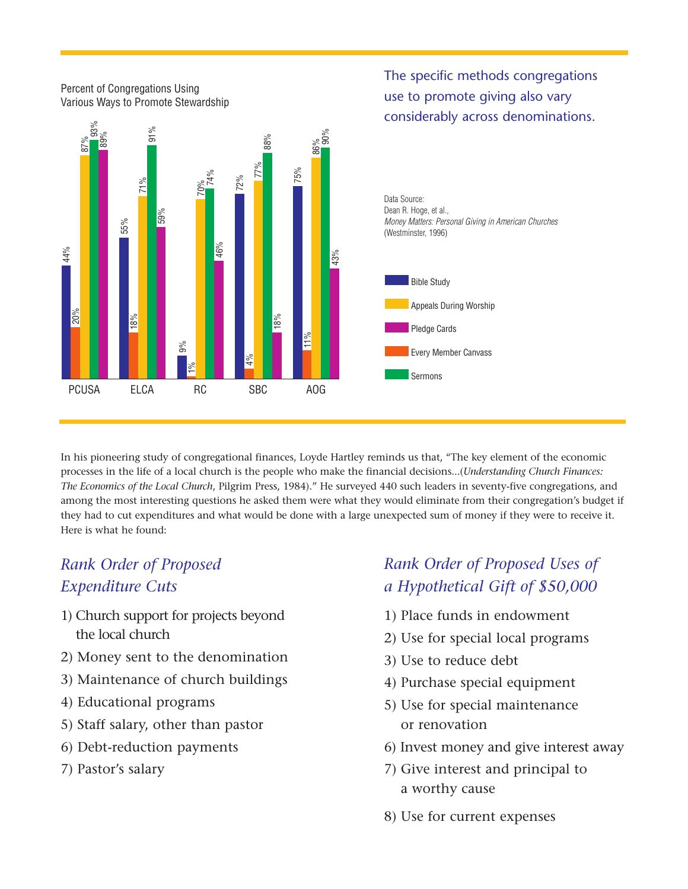Percent of Congregations Using
Various Ways to Promote Stewardship

44%
20%
87%
93%
89%
55%
18%
71%
91%
59%
9%
1%
70%
74%
46%
72%
4%
77%
88%
18%
75%
11%
86%
90%
43%

PCUSA
ELCA
RC
SBC
AOG

The specific methods congregations use to promote giving also vary considerably across denominations.

Data Source:
Dean R. Hoge, et al.,
*Money Matters: Personal Giving in American Churches*
(Westminster, 1996)

Bible Study
Appeals During Worship
Pledge Cards
Every Member Canvass
Sermons

In his pioneering study of congregational finances, Loyde Hartley reminds us that, "The key element of the economic processes in the life of a local church is the people who make the financial decisions...(*Understanding Church Finances: The Economics of the Local Church*, Pilgrim Press, 1984)." He surveyed 440 such leaders in seventy-five congregations, and among the most interesting questions he asked them were what they would eliminate from their congregation's budget if they had to cut expenditures and what would be done with a large unexpected sum of money if they were to receive it. Here is what he found:

## *Rank Order of Proposed Expenditure Cuts*

1) Church support for projects beyond the local church
2) Money sent to the denomination
3) Maintenance of church buildings
4) Educational programs
5) Staff salary, other than pastor
6) Debt-reduction payments
7) Pastor's salary

## *Rank Order of Proposed Uses of a Hypothetical Gift of $50,000*

1) Place funds in endowment
2) Use for special local programs
3) Use to reduce debt
4) Purchase special equipment
5) Use for special maintenance or renovation
6) Invest money and give interest away
7) Give interest and principal to a worthy cause
8) Use for current expenses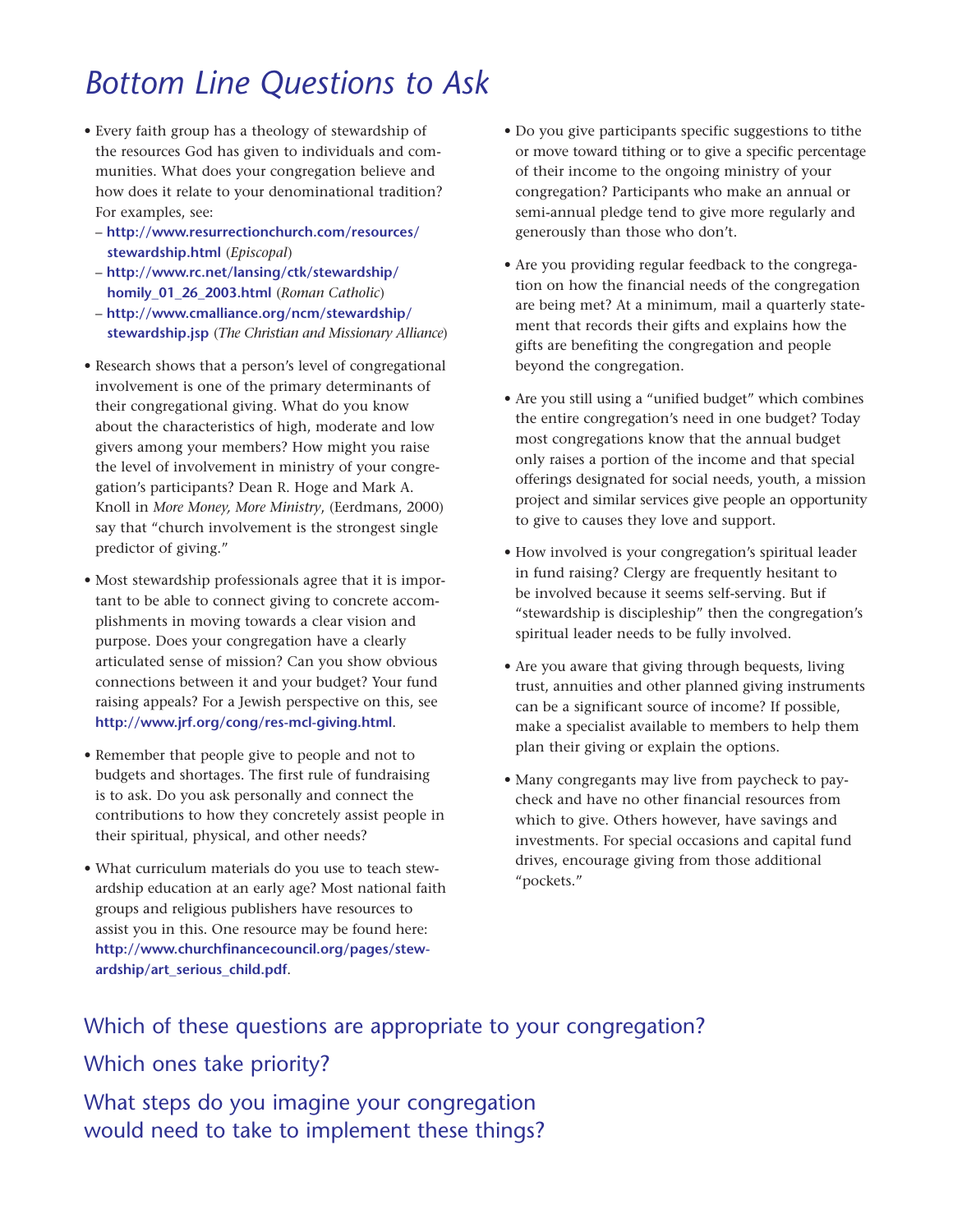# *Bottom Line Questions to Ask*

- Every faith group has a theology of stewardship of the resources God has given to individuals and communities. What does your congregation believe and how does it relate to your denominational tradition? For examples, see:
  - **http://www.resurrectionchurch.com/resources/stewardship.html** (*Episcopal*)
  - **http://www.rc.net/lansing/ctk/stewardship/homily_01_26_2003.html** (*Roman Catholic*)
  - **http://www.cmalliance.org/ncm/stewardship/stewardship.jsp** (*The Christian and Missionary Alliance*)
- Research shows that a person's level of congregational involvement is one of the primary determinants of their congregational giving. What do you know about the characteristics of high, moderate and low givers among your members? How might you raise the level of involvement in ministry of your congregation's participants? Dean R. Hoge and Mark A. Knoll in *More Money, More Ministry*, (Eerdmans, 2000) say that "church involvement is the strongest single predictor of giving."
- Most stewardship professionals agree that it is important to be able to connect giving to concrete accomplishments in moving towards a clear vision and purpose. Does your congregation have a clearly articulated sense of mission? Can you show obvious connections between it and your budget? Your fund raising appeals? For a Jewish perspective on this, see **http://www.jrf.org/cong/res-mcl-giving.html**.
- Remember that people give to people and not to budgets and shortages. The first rule of fundraising is to ask. Do you ask personally and connect the contributions to how they concretely assist people in their spiritual, physical, and other needs?
- What curriculum materials do you use to teach stewardship education at an early age? Most national faith groups and religious publishers have resources to assist you in this. One resource may be found here: **http://www.churchfinancecouncil.org/pages/stewardship/art_serious_child.pdf**.
- Do you give participants specific suggestions to tithe or move toward tithing or to give a specific percentage of their income to the ongoing ministry of your congregation? Participants who make an annual or semi-annual pledge tend to give more regularly and generously than those who don't.
- Are you providing regular feedback to the congregation on how the financial needs of the congregation are being met? At a minimum, mail a quarterly statement that records their gifts and explains how the gifts are benefiting the congregation and people beyond the congregation.
- Are you still using a "unified budget" which combines the entire congregation's need in one budget? Today most congregations know that the annual budget only raises a portion of the income and that special offerings designated for social needs, youth, a mission project and similar services give people an opportunity to give to causes they love and support.
- How involved is your congregation's spiritual leader in fund raising? Clergy are frequently hesitant to be involved because it seems self-serving. But if "stewardship is discipleship" then the congregation's spiritual leader needs to be fully involved.
- Are you aware that giving through bequests, living trust, annuities and other planned giving instruments can be a significant source of income? If possible, make a specialist available to members to help them plan their giving or explain the options.
- Many congregants may live from paycheck to paycheck and have no other financial resources from which to give. Others however, have savings and investments. For special occasions and capital fund drives, encourage giving from those additional "pockets."

## Which of these questions are appropriate to your congregation?

## Which ones take priority?

## What steps do you imagine your congregation would need to take to implement these things?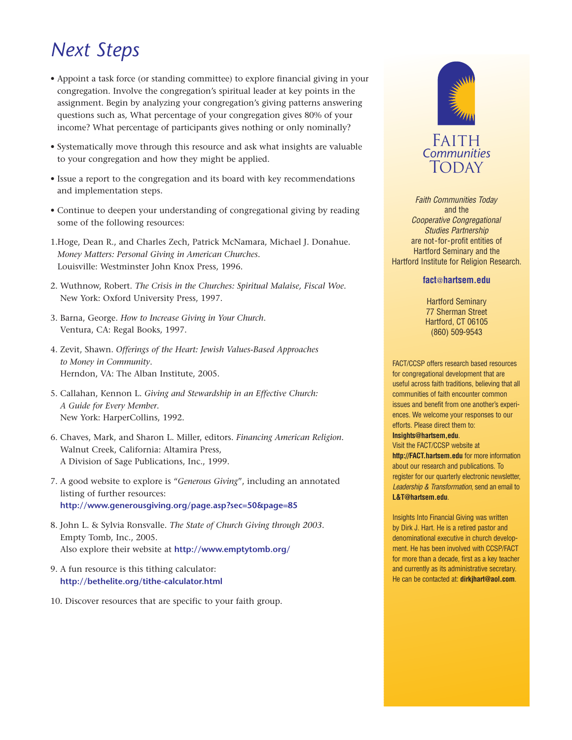# Next Steps

- Appoint a task force (or standing committee) to explore financial giving in your congregation. Involve the congregation's spiritual leader at key points in the assignment. Begin by analyzing your congregation's giving patterns answering questions such as, What percentage of your congregation gives 80% of your income? What percentage of participants gives nothing or only nominally?
- Systematically move through this resource and ask what insights are valuable to your congregation and how they might be applied.
- Issue a report to the congregation and its board with key recommendations and implementation steps.
- Continue to deepen your understanding of congregational giving by reading some of the following resources:

1. Hoge, Dean R., and Charles Zech, Patrick McNamara, Michael J. Donahue. *Money Matters: Personal Giving in American Churches*. Louisville: Westminster John Knox Press, 1996.
2. Wuthnow, Robert. *The Crisis in the Churches: Spiritual Malaise, Fiscal Woe*. New York: Oxford University Press, 1997.
3. Barna, George. *How to Increase Giving in Your Church*. Ventura, CA: Regal Books, 1997.
4. Zevit, Shawn. *Offerings of the Heart: Jewish Values-Based Approaches to Money in Community*. Herndon, VA: The Alban Institute, 2005.
5. Callahan, Kennon L. *Giving and Stewardship in an Effective Church: A Guide for Every Member*. New York: HarperCollins, 1992.
6. Chaves, Mark, and Sharon L. Miller, editors. *Financing American Religion*. Walnut Creek, California: Altamira Press, A Division of Sage Publications, Inc., 1999.
7. A good website to explore is "*Generous Giving*", including an annotated listing of further resources: **http://www.generousgiving.org/page.asp?sec=50&page=85**
8. John L. & Sylvia Ronsvalle. *The State of Church Giving through 2003*. Empty Tomb, Inc., 2005. Also explore their website at **http://www.emptytomb.org/**
9. A fun resource is this tithing calculator: **http://bethelite.org/tithe-calculator.html**
10. Discover resources that are specific to your faith group.

FAITH *Communities* TODAY

*Faith Communities Today* and the *Cooperative Congregational Studies Partnership* are not-for-profit entities of Hartford Seminary and the Hartford Institute for Religion Research.

**fact@hartsem.edu**

Hartford Seminary
77 Sherman Street
Hartford, CT 06105
(860) 509-9543

FACT/CCSP offers research based resources for congregational development that are useful across faith traditions, believing that all communities of faith encounter common issues and benefit from one another's experiences. We welcome your responses to our efforts. Please direct them to: **Insights@hartsem,edu**.
Visit the FACT/CCSP website at **http://FACT.hartsem.edu** for more information about our research and publications. To register for our quarterly electronic newsletter, *Leadership & Transformation*, send an email to **L&T@hartsem.edu**.

Insights Into Financial Giving was written by Dirk J. Hart. He is a retired pastor and denominational executive in church development. He has been involved with CCSP/FACT for more than a decade, first as a key teacher and currently as its administrative secretary. He can be contacted at: **dirkjhart@aol.com**.